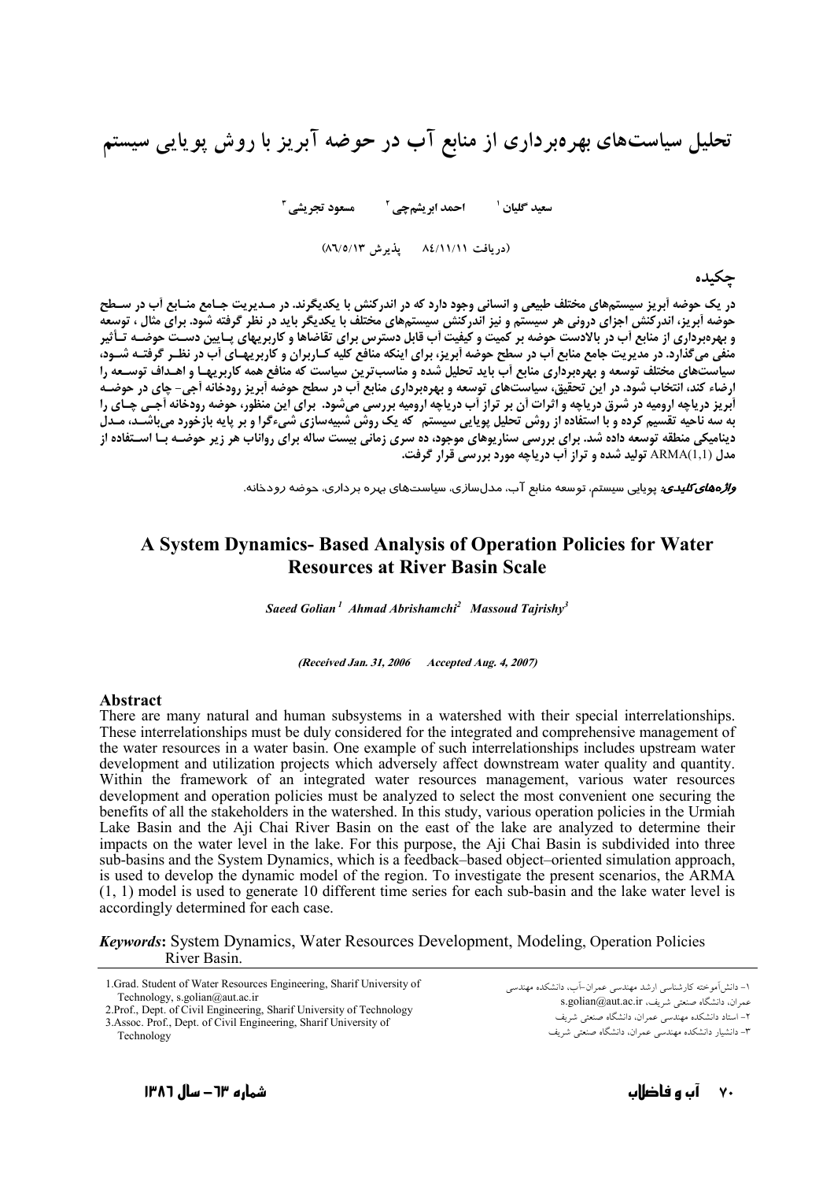# تحلیل سیاست‌های بهره‌برداری از منابع آب در حوضه آبریز با روش پویایی سیستم

سعید گلیان [۱] احمد ابریشم‌چی [۲] مسعود تجریشی [۳]

(دریافت ۸٤/۱۱/۱۱ پذیرش ۸٦/٥/۱۳)

## چکیده

در یک حوضه آبریز سیستم‌های مختلف طبیعی و انسانی وجود دارد که در اندرکنش با یکدیگرند. در مدیریت جامع منابع آب در سطح حوضه آبریز، اندرکنش اجزای درونی هر سیستم و نیز اندرکنش سیستم‌های مختلف با یکدیگر باید در نظر گرفته شود. برای مثال، توسعه و بهره‌برداری از منابع آب در بالادست حوضه بر کمیت و کیفیت آب قابل دسترس برای تقاضاها و کاربریهای پایین دست حوضه تأثیر منفی می‌گذارد. در مدیریت جامع منابع آب در سطح حوضه آبریز، برای اینکه منافع کلیه کاربران و کاربریهای آب در نظر گرفته شود، سیاست‌های مختلف توسعه و بهره‌برداری منابع آب باید تحلیل شده و مناسب‌ترین سیاست که منافع همه کاربریها و اهداف توسعه را ارضاء کند، انتخاب شود. در این تحقیق، سیاست‌های توسعه و بهره‌برداری منابع آب در سطح حوضه آبریز رودخانه آجی- چای در حوضه آبریز دریاچه ارومیه در شرق دریاچه و اثرات آن بر تراز آب دریاچه ارومیه بررسی می‌شود. برای این منظور، حوضه رودخانه آجی چای را به سه ناحیه تقسیم کرده و با استفاده از روش تحلیل پویایی سیستم که یک روش شبیه‌سازی شیءگرا و بر پایه بازخورد می‌باشد، مدل دینامیکی منطقه توسعه داده شد. برای بررسی سناریوهای موجود، ده سری زمانی بیست ساله برای رواناب هر زیر حوضه با استفاده از مدل ARMA(1,1) تولید شده و تراز آب دریاچه مورد بررسی قرار گرفت.

***واژه‌های کلیدی:*** پویایی سیستم، توسعه منابع آب، مدل‌سازی، سیاست‌های بهره برداری، حوضه رودخانه.

# A System Dynamics- Based Analysis of Operation Policies for Water Resources at River Basin Scale

***Saeed Golian [1] Ahmad Abrishamchi [2] Massoud Tajrishy [3]***

***(Received Jan. 31, 2006 Accepted Aug. 4, 2007)***

## Abstract

There are many natural and human subsystems in a watershed with their special interrelationships. These interrelationships must be duly considered for the integrated and comprehensive management of the water resources in a water basin. One example of such interrelationships includes upstream water development and utilization projects which adversely affect downstream water quality and quantity. Within the framework of an integrated water resources management, various water resources development and operation policies must be analyzed to select the most convenient one securing the benefits of all the stakeholders in the watershed. In this study, various operation policies in the Urmiah Lake Basin and the Aji Chai River Basin on the east of the lake are analyzed to determine their impacts on the water level in the lake. For this purpose, the Aji Chai Basin is subdivided into three sub-basins and the System Dynamics, which is a feedback–based object–oriented simulation approach, is used to develop the dynamic model of the region. To investigate the present scenarios, the ARMA (1, 1) model is used to generate 10 different time series for each sub-basin and the lake water level is accordingly determined for each case.

***Keywords*:** System Dynamics, Water Resources Development, Modeling, Operation Policies River Basin.

---

۱- دانش‌آموخته کارشناسی ارشد مهندسی عمران-آب، دانشکده مهندسی عمران، دانشگاه صنعتی شریف، s.golian@aut.ac.ir

۲- استاد دانشکده مهندسی عمران، دانشگاه صنعتی شریف

۳- دانشیار دانشکده مهندسی عمران، دانشگاه صنعتی شریف

1.Grad. Student of Water Resources Engineering, Sharif University of Technology, s.golian@aut.ac.ir

2.Prof., Dept. of Civil Engineering, Sharif University of Technology

3.Assoc. Prof., Dept. of Civil Engineering, Sharif University of Technology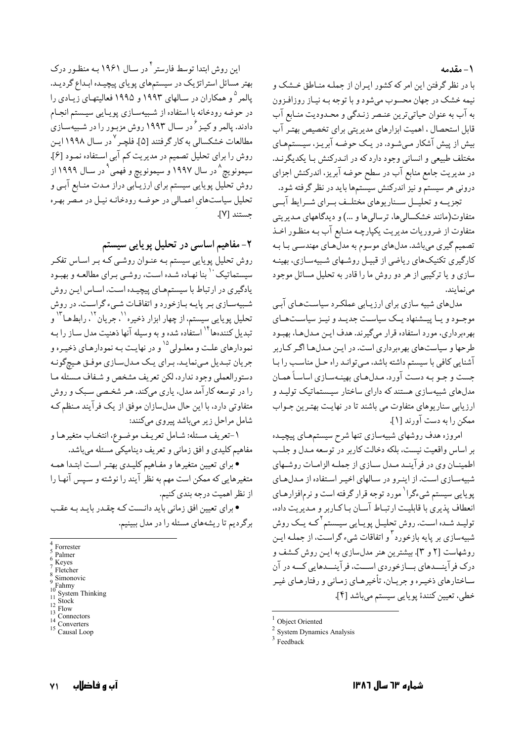## ۱- مقدمه

با در نظر گرفتن این امر که کشور ایران از جمله مناطق خشک و نیمه خشک در جهان محسوب می‌شود و با توجه به نیاز روزافزون به آب به عنوان حیاتی‌ترین عنصر زندگی و محدودیت منابع آب قابل استحصال ، اهمیت ابزارهای مدیریتی برای تخصیص بهتر آب بیش از پیش آشکار می‌شود. در یک حوضه آبریز، سیستمهای مختلف طبیعی و انسانی وجود دارد که در اندرکنش با یکدیگرند. در مدیریت جامع منابع آب در سطح حوضه آبریز، اندرکنش اجزای درونی هر سیستم و نیز اندرکنش سیستمها باید در نظر گرفته شود.

تجزیه و تحلیل سناریوهای مختلف برای شرایط آبی متفاوت(مانند خشکسالی‌ها، ترسالی‌ها و ...) و دیدگاههای مدیریتی متفاوت از ضروریات مدیریت یکپارچه منابع آب به منظور اخذ تصمیم گیری می‌باشد. مدل‌های موسوم به مدل‌های مهندسی با به کارگیری تکنیک‌های ریاضی از قبیل روشهای شبیه‌سازی، بهینه سازی و یا ترکیبی از هر دو روش ما را قادر به تحلیل مسائل موجود می‌نمایند.

مدل‌های شبیه سازی برای ارزیابی عملکرد سیاستهای آبی موجود و یا پیشنهاد یک سیاست جدید و نیز سیاستهای بهره‌برداری، مورد استفاده قرار می‌گیرند. هدف این مدلها، بهبود طرحها و سیاستهای بهره‌برداری است. در این مدلها اگر کاربر آشنایی کافی با سیستم داشته باشد، می‌تواند راه حل مناسب را با جست و جو به دست آورد. مدلهای بهینه‌سازی اساساً همان مدلهای شبیه‌سازی هستند که دارای ساختار سیستماتیک تولید و ارزیابی سناریوهای متفاوت می باشند تا در نهایت بهترین جواب ممکن را به دست آورند [۱].

امروزه هدف روشهای شبیه‌سازی تنها شرح سیستمهای پیچیده بر اساس واقعیت نیست، بلکه دخالت کاربر در توسعه مدل و جلب اطمینان وی در فرآیند مدل سازی از جمله الزامات روشهای شبیه‌سازی است. از اینرو در سالهای اخیر استفاده از مدلهای پویایی سیستم شیءگرا[1] مورد توجه قرار گرفته است و نرم‌افزارهای انعطاف پذیری با قابلیت ارتباط آسان با کاربر و مدیریت داده، تولید شده است. روش تحلیل پویایی سیستم[2] که یک روش شبیه‌سازی بر پایه بازخورد[3] و اتفاقات شیء گراست، از جمله این روشهاست [۲ و ۳]. بیشترین هنر مدل‌سازی به این روش کشف و درک فرآیندهای بازخوردی است، فرآیندهایی که در آن ساختارهای ذخیره و جریان، تأخیرهای زمانی و رفتارهای غیر خطی، تعیین کنندهٔ پویایی سیستم می‌باشد [۴].

این روش ابتدا توسط فارستر[4] در سال ۱۹۶۱ به منظور درک بهتر مسائل استراتژیک در سیستمهای پویای پیچیده ابداع گردید. پالمر[5] و همکاران در سالهای ۱۹۹۳ و ۱۹۹۵ فعالیتهای زیادی را در حوضه رودخانه با استفاده از شبیه‌سازی پویایی سیستم انجام دادند. پالمر و کیز[6] در سال ۱۹۹۳ روش مزبور را در شبیه‌سازی مطالعات خشکسالی به کار گرفتند [۵]. فلچر[7] در سال ۱۹۹۸ این روش را برای تحلیل تصمیم در مدیریت کم آبی استفاده نمود [۶]. سیمونویچ[8] در سال ۱۹۹۷ و سیمونویچ و فهمی[9] در سال ۱۹۹۹ از روش تحلیل پویایی سیستم برای ارزیابی دراز مدت منابع آبی و تحلیل سیاستهای اعمالی در حوضه رودخانه نیل در مصر بهره جستند [۷].

## ۲- مفاهیم اساسی در تحلیل پویایی سیستم

روش تحلیل پویایی سیستم به عنوان روشی که بر اساس تفکر سیستماتیک[10] بنا نهاده شده است، روشی برای مطالعه و بهبود یادگیری در ارتباط با سیستمهای پیچیده است. اساس این روش شبیه‌سازی بر پایه بازخورد و اتفاقات شیء گراست. در روش تحلیل پویایی سیستم، از چهار ابزار ذخیره[11]، جریان[12]، رابطها[13] و تبدیل کننده‌ها[14] استفاده شده و به وسیله آنها ذهنیت مدل ساز را به نمودارهای علت و معلولی[15] و در نهایت به نمودارهای ذخیره و جریان تبدیل می‌نماید. برای یک مدلسازی موفق هیچگونه دستورالعملی وجود ندارد، لکن تعریف مشخص و شفاف مسئله ما را در توسعه کارآمد مدل، یاری می‌کند. هر شخصی سبک و روش متفاوتی دارد، با این حال مدلسازان موفق از یک فرآیند منظم که شامل مراحل زیر می‌باشد پیروی می‌کنند:

۱-تعریف مسئله: شامل تعریف موضوع، انتخاب متغیرها و مفاهیم کلیدی و افق زمانی و تعریف دینامیکی مسئله می‌باشد.

- برای تعیین متغیرها و مفاهیم کلیدی بهتر است ابتدا همه متغیرهایی که ممکن است مهم به نظر آیند را نوشته و سپس آنها را از نظر اهمیت درجه بندی کنیم.
- برای تعیین افق زمانی باید دانست که چقدر باید به عقب برگردیم تا ریشه‌های مسئله را در مدل ببینیم.

---

[1] Object Oriented
[2] System Dynamics Analysis
[3] Feedback
[4] Forrester
[5] Palmer
[6] Keyes
[7] Fletcher
[8] Simonovic
[9] Fahmy
[10] System Thinking
[11] Stock
[12] Flow
[13] Connectors
[14] Converters
[15] Causal Loop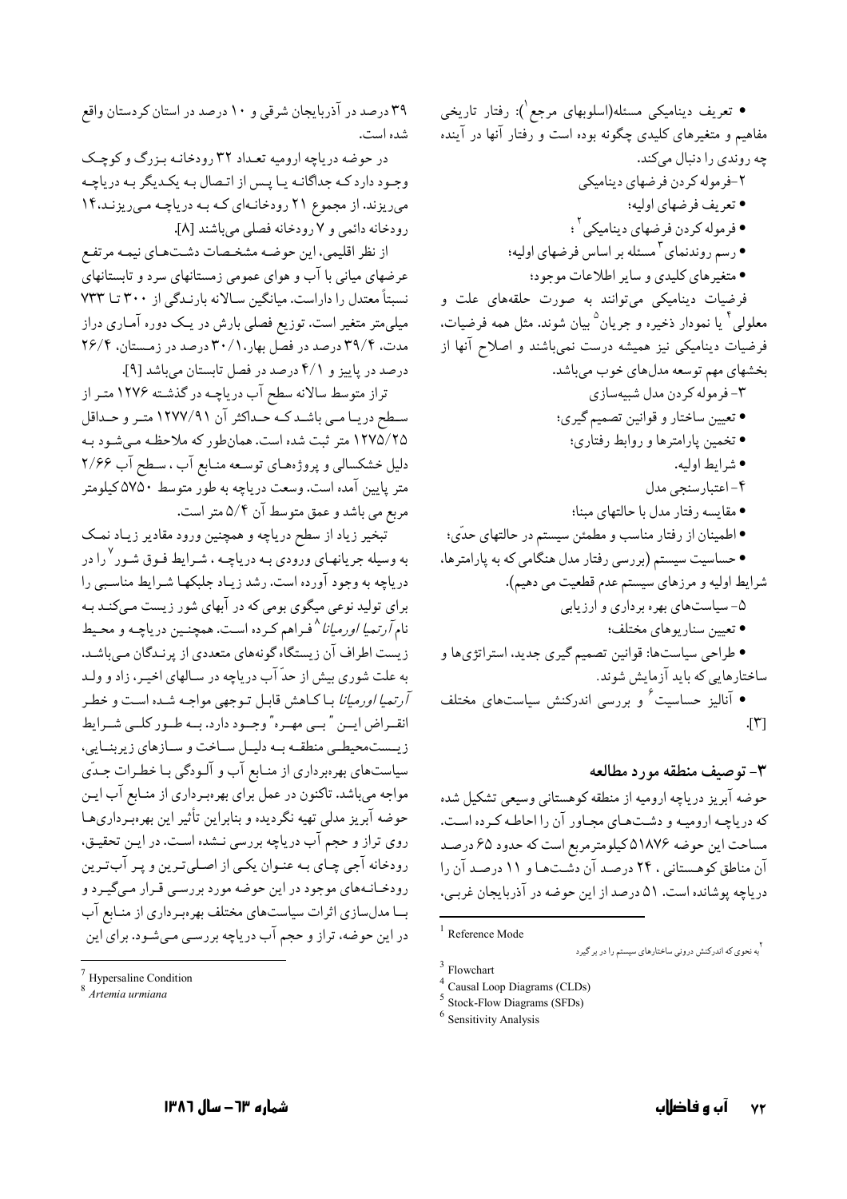• تعریف دینامیکی مسئله(اسلوبهای مرجع[1]): رفتار تاریخی مفاهیم و متغیرهای کلیدی چگونه بوده است و رفتار آنها در آینده چه روندی را دنبال می‌کند.

۲-فرموله کردن فرضهای دینامیکی

• تعریف فرضهای اولیه؛
• فرموله کردن فرضهای دینامیکی [2]؛
• رسم روندنمای [3] مسئله بر اساس فرضهای اولیه؛
• متغیرهای کلیدی و سایر اطلاعات موجود؛

فرضیات دینامیکی می‌توانند به صورت حلقه‌های علت و معلولی [4] یا نمودار ذخیره و جریان [5] بیان شوند. مثل همه فرضیات، فرضیات دینامیکی نیز همیشه درست نمی‌باشند و اصلاح آنها از بخشهای مهم توسعه مدلهای خوب می‌باشد.

۳- فرموله کردن مدل شبیه‌سازی

• تعیین ساختار و قوانین تصمیم گیری؛
• تخمین پارامترها و روابط رفتاری؛
• شرایط اولیه.

۴-اعتبارسنجی مدل

• مقایسه رفتار مدل با حالتهای مبنا؛
• اطمینان از رفتار مناسب و مطمئن سیستم در حالتهای حدّی؛
• حساسیت سیستم (بررسی رفتار مدل هنگامی که به پارامترها، شرایط اولیه و مرزهای سیستم عدم قطعیت می دهیم).

۵- سیاستهای بهره برداری و ارزیابی

• تعیین سناریوهای مختلف؛
• طراحی سیاستها: قوانین تصمیم گیری جدید، استراتژی‌ها و ساختارهایی که باید آزمایش شوند.
• آنالیز حساسیت [6] و بررسی اندرکنش سیاستهای مختلف [۳].

## ۳- توصیف منطقه مورد مطالعه

حوضه آبریز دریاچه ارومیه از منطقه کوهستانی وسیعی تشکیل شده که دریاچـه ارومیـه و دشـت‌هـای مجـاور آن را احاطـه کـرده اسـت. مساحت این حوضه ۵۱۸۷۶ کیلومترمربع است که حدود ۶۵ درصـد آن مناطق کوهستانی ، ۲۴ درصـد آن دشـت‌هـا و ۱۱ درصـد آن را دریاچه پوشانده است. ۵۱ درصد از این حوضه در آذربایجان غربـی، ۳۹ درصد در آذربایجان شرقی و ۱۰ درصد در استان کردستان واقع شده است.

در حوضه دریاچه ارومیه تعـداد ۳۲ رودخانـه بـزرگ و کوچـک وجـود دارد کـه جداگانـه یـا پـس از اتـصال بـه یکـدیگر بـه دریاچـه می‌ریزند. از مجموع ۲۱ رودخانـه‌ای کـه بـه دریاچـه مـی‌ریزنـد،۱۴ رودخانه دائمی و ۷ رودخانه فصلی می‌باشند [۸].

از نظر اقلیمی، این حوضـه مشخـصات دشـت‌هـای نیمـه مرتفـع عرضهای میانی با آب و هوای عمومی زمستانهای سرد و تابستانهای نسبتاً معتدل را داراست. میانگین سـالانه بارنـدگی از ۳۰۰ تـا ۷۳۳ میلی‌متر متغیر است. توزیع فصلی بارش در یـک دوره آمـاری دراز مدت، ۳۹/۴ درصد در فصل بهار، ۳۰/۱ درصد در زمـستان، ۲۶/۴ درصد در پاییز و ۴/۱ درصد در فصل تابستان می‌باشد [۹].

تراز متوسط سالانه سطح آب دریاچـه درگذشـته ۱۲۷۶ متـر از سـطح دریـا مـی باشـد کـه حـداکثر آن ۱۲۷۷/۹۱ متـر و حـداقل ۱۲۷۵/۲۵ متر ثبت شده است. همان‌طور که ملاحظـه مـی‌شـود بـه دلیل خشکسالی و پروژه‌هـای توسـعه منـابع آب ، سـطح آب ۲/۶۶ متر پایین آمده است. وسعت دریاچه به طور متوسط ۵۷۵۰ کیلومتر مربع می باشد و عمق متوسط آن ۵/۴ متر است.

تبخیر زیاد از سطح دریاچه و همچنین ورود مقادیر زیـاد نمـک به وسیله جریانهـای ورودی بـه دریاچـه ، شـرایط فـوق شـور [7] را در دریاچه به وجود آورده است. رشد زیـاد جلبکهـا شـرایط مناسـبی را برای تولید نوعی میگوی بومی که در آبهای شور زیست مـی‌کنـد بـه نام *آرتمیا اورمیانا* [8] فـراهم کـرده اسـت. همچنـین دریاچـه و محـیط زیست اطراف آن زیستگاه گونه‌های متعددی از پرنـدگان مـی‌باشـد. به علت شوری بیش از حدّ آب دریاچه در سـالهای اخیـر، زاد و ولـد *آرتمیا اورمیانا* بـا کـاهش قابـل تـوجهی مواجـه شـده اسـت و خطـر انقـراض ایـن "بـی مهـره" وجـود دارد. بـه طـور کلـی شـرایط زیـست‌محیطـی منطقـه بـه دلیـل سـاخت و سـازهای زیربنـایی، سیاستهای بهره‌برداری از منـابع آب و آلـودگی بـا خطـرات جـدّی مواجه می‌باشد. تاکنون در عمل برای بهره‌بـرداری از منـابع آب ایـن حوضه آبریز مدلی تهیه نگردیده و بنابراین تأثیر این بهره‌بـرداری‌هـا روی تراز و حجم آب دریاچه بررسی نـشده اسـت. در ایـن تحقیـق، رودخانه آجی چـای بـه عنـوان یکـی از اصلـی‌تـرین و پـر آب‌تـرین رودخـانـه‌های موجود در این حوضه مورد بررسـی قـرار مـی‌گیـرد و بـا مدلسازی اثرات سیاستهای مختلف بهره‌برداری از منـابع آب در این حوضه، تراز و حجم آب دریاچه بررسی مـی‌شـود. برای این

---

[1] Reference Mode

[2] به نحوی که اندرکنش درونی ساختارهای سیستم را در بر گیرد

[3] Flowchart

[4] Causal Loop Diagrams (CLDs)

[5] Stock-Flow Diagrams (SFDs)

[6] Sensitivity Analysis

[7] Hypersaline Condition

[8] *Artemia urmiana*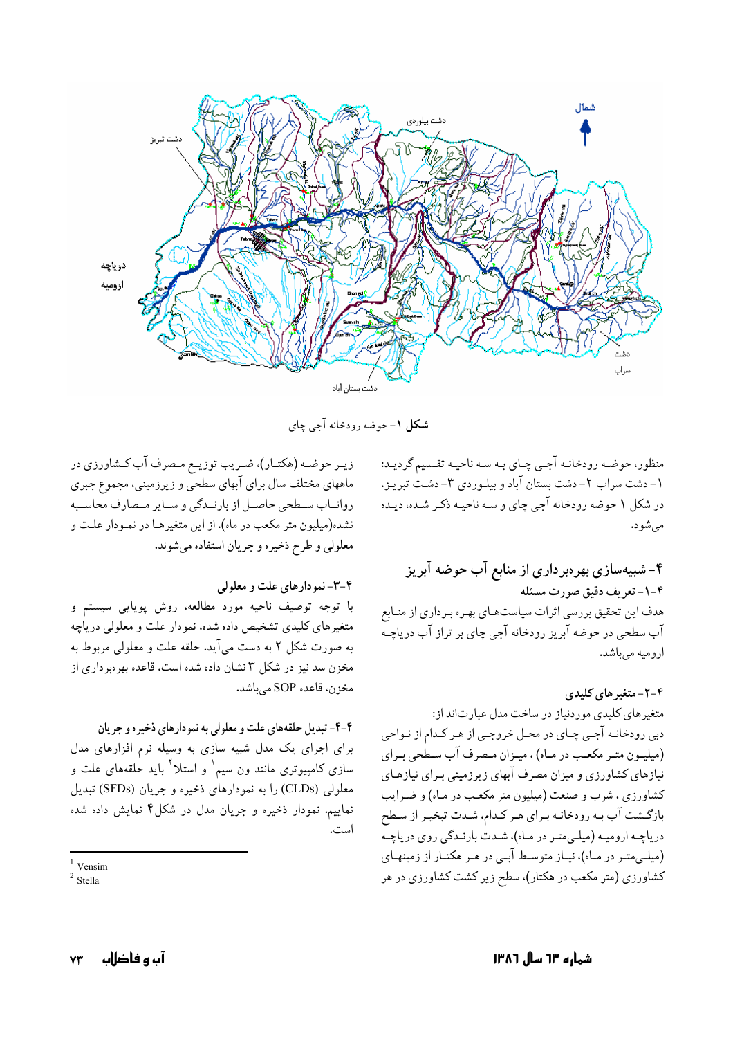شکل ۱- حوضه رودخانه آجی چای

منظور، حوضه رودخانه آجی چای به سه ناحیه تقسیم گردید: ۱- دشت سراب ۲- دشت بستان آباد و بیلوردی ۳- دشت تبریز. در شکل ۱ حوضه رودخانه آجی چای و سه ناحیه ذکر شده، دیده می‌شود.

## ۴- شبیه‌سازی بهره‌برداری از منابع آب حوضه آبریز

### ۴-۱- تعریف دقیق صورت مسئله

هدف این تحقیق بررسی اثرات سیاست‌های بهره برداری از منابع آب سطحی در حوضه آبریز رودخانه آجی چای بر تراز آب دریاچه ارومیه می‌باشد.

### ۴-۲- متغیرهای کلیدی

متغیرهای کلیدی موردنیاز در ساخت مدل عبارت‌اند از: دبی رودخانه آجی چای در محل خروجی از هر کدام از نواحی (میلیون متر مکعب در ماه)، میزان مصرف آب سطحی برای نیازهای کشاورزی و میزان مصرف آبهای زیرزمینی برای نیازهای کشاورزی، شرب و صنعت (میلیون متر مکعب در ماه) و ضرایب بازگشت آب به رودخانه برای هر کدام، شدت تبخیر از سطح دریاچه ارومیه (میلی‌متر در ماه)، شدت بارندگی روی دریاچه (میلی‌متر در ماه)، نیاز متوسط آبی در هر هکتار از زمینهای کشاورزی (متر مکعب در هکتار)، سطح زیر کشت کشاورزی در هر زیر حوضه (هکتار)، ضریب توزیع مصرف آب کشاورزی در ماههای مختلف سال برای آبهای سطحی و زیرزمینی، مجموع جبری رواناب سطحی حاصل از بارندگی و سایر مصارف محاسبه نشده(میلیون متر مکعب در ماه). از این متغیرها در نمودار علت و معلولی و طرح ذخیره و جریان استفاده می‌شوند.

### ۴-۳- نمودارهای علت و معلولی

با توجه توصیف ناحیه مورد مطالعه، روش پویایی سیستم و متغیرهای کلیدی تشخیص داده شده، نمودار علت و معلولی دریاچه به صورت شکل ۲ به دست می‌آید. حلقه علت و معلولی مربوط به مخزن سد نیز در شکل ۳ نشان داده شده است. قاعده بهره‌برداری از مخزن، قاعده SOP می‌باشد.

### ۴-۴- تبدیل حلقه‌های علت و معلولی به نمودارهای ذخیره و جریان

برای اجرای یک مدل شبیه سازی به وسیله نرم افزارهای مدل سازی کامپیوتری مانند ون سیم[1] و استلا[2] باید حلقه‌های علت و معلولی (CLDs) را به نمودارهای ذخیره و جریان (SFDs) تبدیل نماییم. نمودار ذخیره و جریان مدل در شکل۴ نمایش داده شده است.

---

[1] Vensim

[2] Stella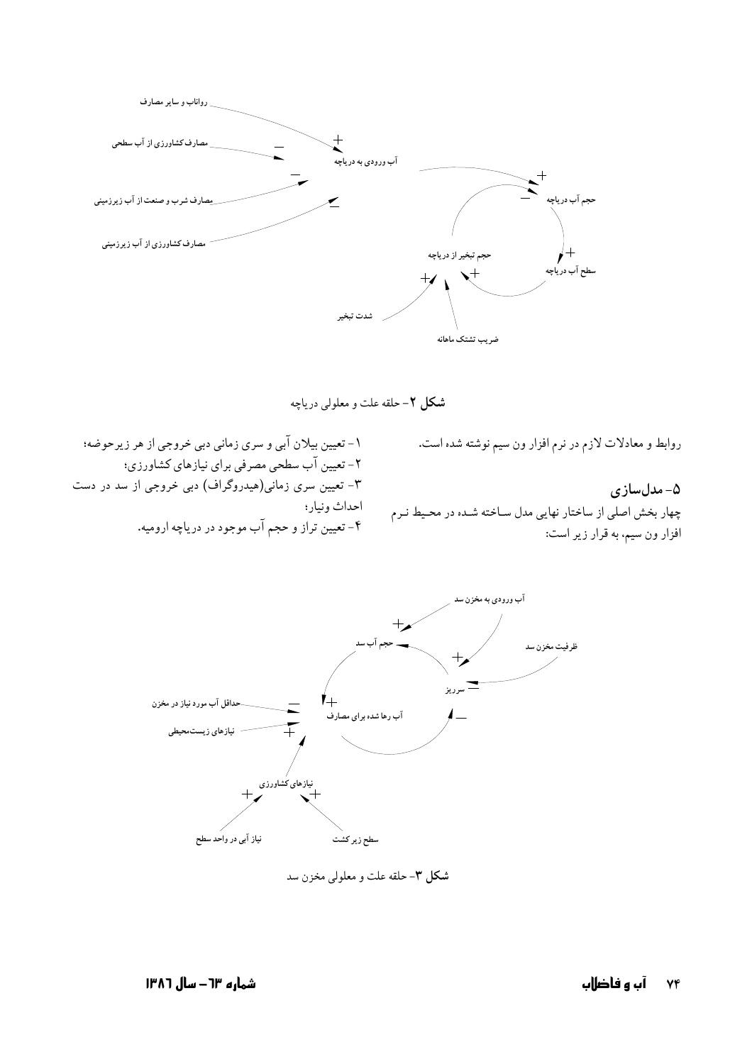شکل ۲- حلقه علت و معلولی دریاچه

روابط و معادلات لازم در نرم افزار ون سیم نوشته شده است.

## ۵- مدل‌سازی

چهار بخش اصلی از ساختار نهایی مدل ساخته شده در محیط نرم افزار ون سیم، به قرار زیر است:

۱- تعیین بیلان آبی و سری زمانی دبی خروجی از هر زیرحوضه؛

۲- تعیین آب سطحی مصرفی برای نیازهای کشاورزی؛

۳- تعیین سری زمانی(هیدروگراف) دبی خروجی از سد در دست احداث ونیار؛

۴- تعیین تراز و حجم آب موجود در دریاچه ارومیه.

شکل ۳- حلقه علت و معلولی مخزن سد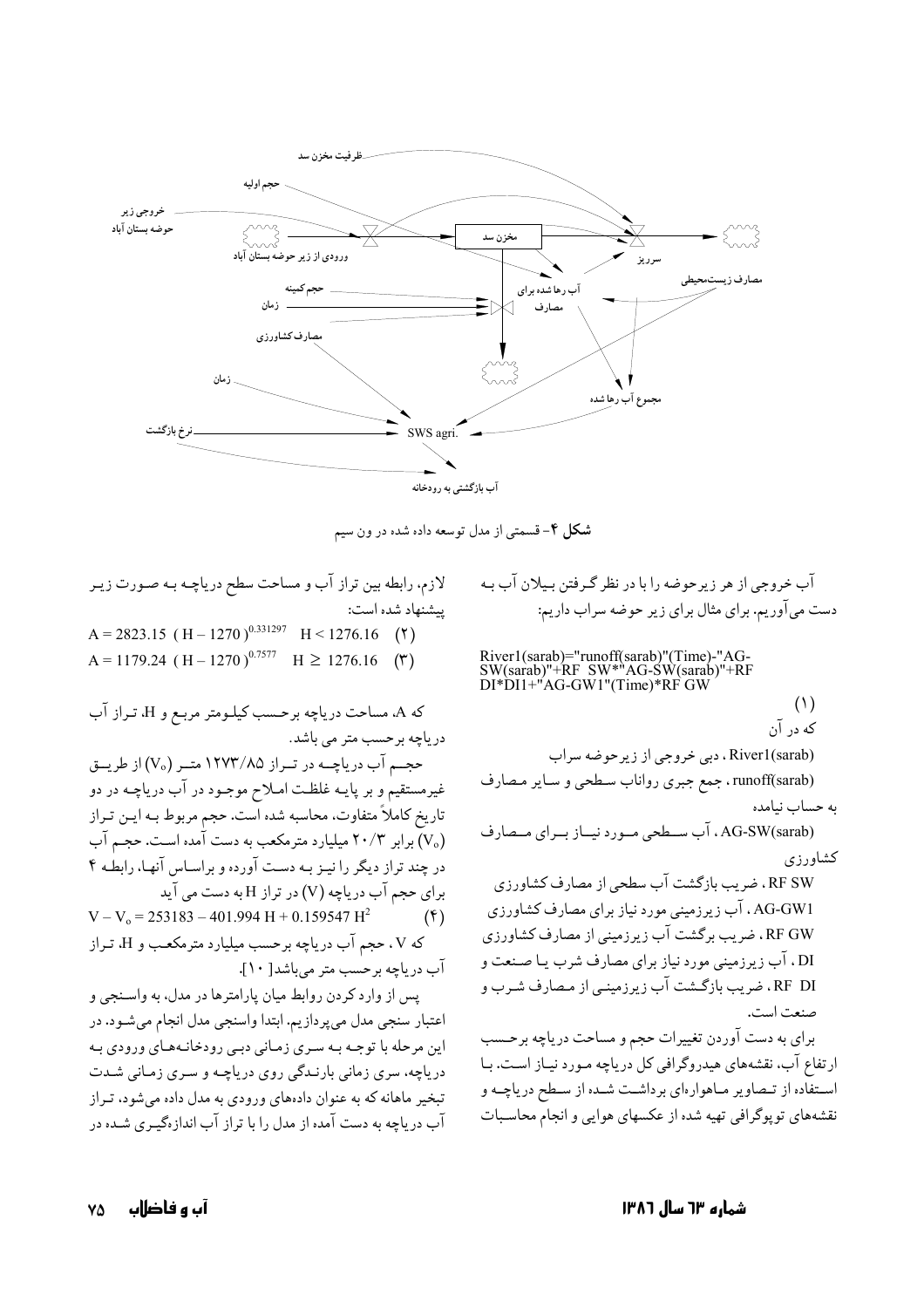ظرفیت مخزن سد

حجم اولیه

خروجی زیر حوضه بستان آباد

ورودی از زیر حوضه بستان آباد

مخزن سد

سرریز

مصارف زیست‌محیطی

حجم کمینه

زمان

آب رها شده برای مصارف

مصارف کشاورزی

مجموع آب رها شده

زمان

نرخ بازگشت

SWS agri.

آب بازگشتی به رودخانه

**شکل ۴**- قسمتی از مدل توسعه داده شده در ون سیم

آب خروجی از هر زیرحوضه را با در نظر گرفتن بیلان آب به دست می‌آوریم. برای مثال برای زیر حوضه سراب داریم:

River1(sarab)="runoff(sarab)"(Time)-"AG-SW(sarab)"+RF SW*"AG-SW(sarab)"+RF DI*DI1+"AG-GW1"(Time)*RF GW (۱)

که در آن

River1(sarab)، دبی خروجی از زیرحوضه سراب

runoff(sarab)، جمع جبری رواناب سطحی و سایر مصارف به حساب نیامده

AG-SW(sarab)، آب سطحی مورد نیاز برای مصارف کشاورزی

RF SW، ضریب بازگشت آب سطحی از مصارف کشاورزی

AG-GW1، آب زیرزمینی مورد نیاز برای مصارف کشاورزی

RF GW، ضریب برگشت آب زیرزمینی از مصارف کشاورزی

DI، آب زیرزمینی مورد نیاز برای مصارف شرب یا صنعت و

RF DI، ضریب بازگشت آب زیرزمینی از مصارف شرب و صنعت است.

برای به دست آوردن تغییرات حجم و مساحت دریاچه برحسب ارتفاع آب، نقشه‌های هیدروگرافی کل دریاچه مورد نیاز است. با استفاده از تصاویر ماهواره‌ای برداشت شده از سطح دریاچه و نقشه‌های توپوگرافی تهیه شده از عکسهای هوایی و انجام محاسبات لازم، رابطه بین تراز آب و مساحت سطح دریاچه به صورت زیر پیشنهاد شده است:

$$A = 2823.15\ (H-1270)^{0.331297} \quad H < 1276.16 \quad (۲)$$

$$A = 1179.24\ (H-1270)^{0.7577} \quad H \geq 1276.16 \quad (۳)$$

که A، مساحت دریاچه برحسب کیلومتر مربع و H، تراز آب دریاچه برحسب متر می باشد.

حجم آب دریاچه در تراز ۱۲۷۳/۸۵ متر ($V_o$) از طریق غیرمستقیم و بر پایه غلظت املاح موجود در آب دریاچه در دو تاریخ کاملاً متفاوت، محاسبه شده است. حجم مربوط به این تراز ($V_o$) برابر ۲۰/۳ میلیارد مترمکعب به دست آمده است. حجم آب در چند تراز دیگر را نیز به دست آورده و براساس آنها، رابطه ۴ برای حجم آب دریاچه ($V$) در تراز H به دست می آید

$$V - V_o = 253183 - 401.994\ H + 0.159547\ H^2 \quad (۴)$$

که V، حجم آب دریاچه برحسب میلیارد مترمکعب و H، تراز آب دریاچه برحسب متر می‌باشد[۱۰].

پس از وارد کردن روابط میان پارامترها در مدل، به واسنجی و اعتبار سنجی مدل می‌پردازیم. ابتدا واسنجی مدل انجام می‌شود. در این مرحله با توجه به سری زمانی دبی رودخانه‌های ورودی به دریاچه، سری زمانی بارندگی روی دریاچه و سری زمانی شدت تبخیر ماهانه که به عنوان داده‌های ورودی به مدل داده می‌شود، تراز آب دریاچه به دست آمده از مدل را با تراز آب اندازه‌گیری شده در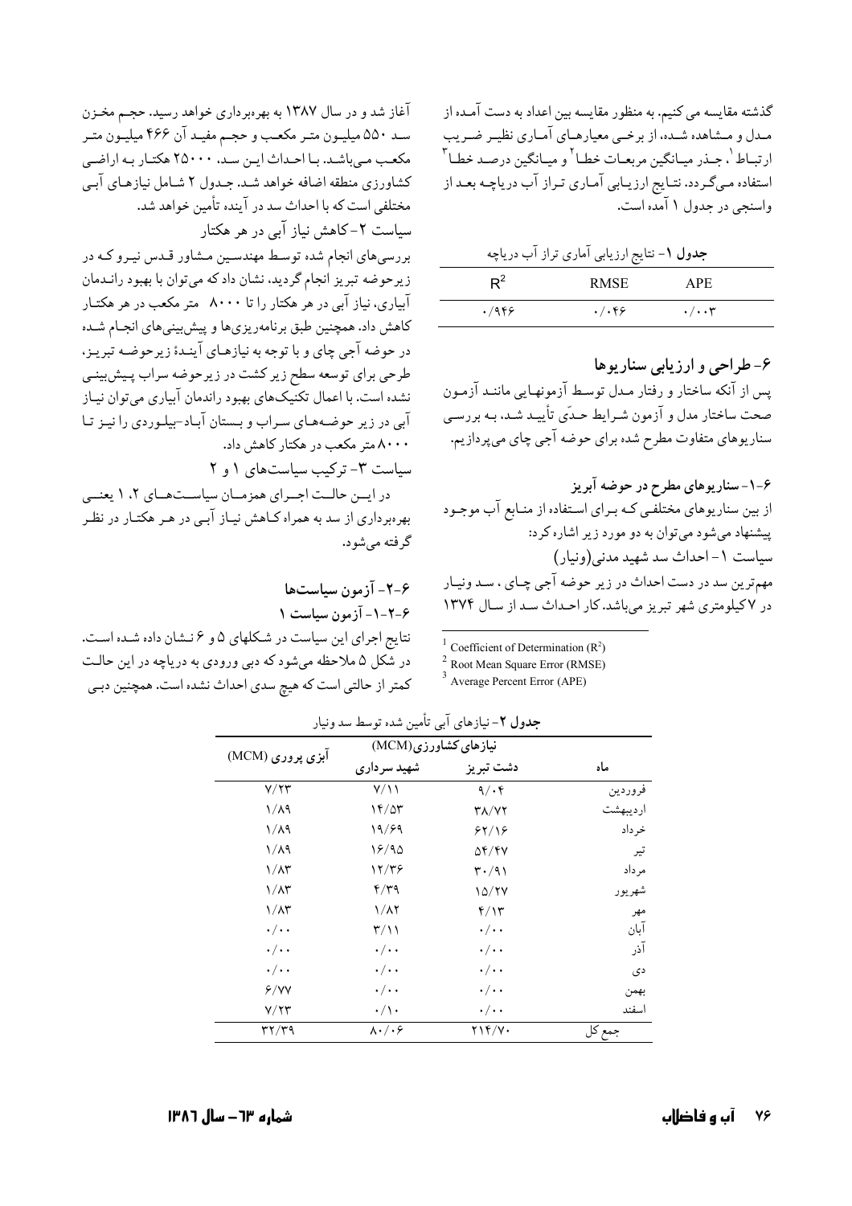گذشته مقایسه می کنیم. به منظور مقایسه بین اعداد به دست آمده از مدل و مشاهده شده، از برخی معیارهای آماری نظیر ضریب ارتباط[1]، جذر میانگین مربعات خطا[2] و میانگین درصد خطا[3] استفاده می‌گردد. نتایج ارزیابی آماری تراز آب دریاچه بعد از واسنجی در جدول ۱ آمده است.

**جدول ۱**- نتایج ارزیابی آماری تراز آب دریاچه

| $R^2$ | RMSE | APE |
|---|---|---|
| ۰/۹۴۶ | ۰/۰۴۶ | ۰/۰۰۳ |

## ۶- طراحی و ارزیابی سناریوها

پس از آنکه ساختار و رفتار مدل توسط آزمونهایی مانند آزمون صحت ساختار مدل و آزمون شرایط حدّی تأیید شد، به بررسی سناریوهای متفاوت مطرح شده برای حوضه آجی چای می‌پردازیم.

### ۶-۱- سناریوهای مطرح در حوضه آبریز

از بین سناریوهای مختلفی که برای استفاده از منابع آب موجود پیشنهاد می‌شود می‌توان به دو مورد زیر اشاره کرد:

سیاست ۱- احداث سد شهید مدنی(ونیار)

مهم‌ترین سد در دست احداث در زیر حوضه آجی چای ، سد ونیار در ۷کیلومتری شهر تبریز می‌باشد. کار احداث سد از سال ۱۳۷۴ آغاز شد و در سال ۱۳۸۷ به بهره‌برداری خواهد رسید. حجم مخزن سد ۵۵۰ میلیون متر مکعب و حجم مفید آن ۴۶۶ میلیون متر مکعب می‌باشد. با احداث این سد، ۲۵۰۰۰ هکتار به اراضی کشاورزی منطقه اضافه خواهد شد. جدول ۲ شامل نیازهای آبی مختلفی است که با احداث سد در آینده تأمین خواهد شد.

سیاست ۲- کاهش نیاز آبی در هر هکتار

بررسی‌های انجام شده توسط مهندسین مشاور قدس نیرو که در زیرحوضه تبریز انجام گردید، نشان داد که می‌توان با بهبود راندمان آبیاری، نیاز آبی در هر هکتار را تا ۸۰۰۰ متر مکعب در هر هکتار کاهش داد. همچنین طبق برنامه‌ریزی‌ها و پیش‌بینی‌های انجام شده در حوضه آجی چای و با توجه به نیازهای آیندهٔ زیرحوضه تبریز، طرحی برای توسعه سطح زیر کشت در زیرحوضه سراب پیش‌بینی نشده است. با اعمال تکنیک‌های بهبود راندمان آبیاری می‌توان نیاز آبی در زیر حوضه‌های سراب و بستان آباد-بیلوردی را نیز تا ۸۰۰۰ متر مکعب در هکتار کاهش داد.

سیاست ۳- ترکیب سیاست‌های ۱ و ۲

در این حالت اجرای همزمان سیاست‌های ۲، ۱ یعنی بهره‌برداری از سد به همراه کاهش نیاز آبی در هر هکتار در نظر گرفته می‌شود.

### ۶-۲- آزمون سیاست‌ها

#### ۶-۲-۱- آزمون سیاست ۱

نتایج اجرای این سیاست در شکلهای ۵ و ۶ نشان داده شده است. در شکل ۵ ملاحظه می‌شود که دبی ورودی به دریاچه در این حالت کمتر از حالتی است که هیچ سدی احداث نشده است. همچنین دبی

---

[1] Coefficient of Determination ($R^2$)

[2] Root Mean Square Error (RMSE)

[3] Average Percent Error (APE)

**جدول ۲**- نیازهای آبی تأمین شده توسط سد ونیار

| ماه | نیازهای کشاورزی(MCM) | | آبزی پروری (MCM) |
|---|---|---|---|
| | دشت تبریز | شهید سرداری | |
| فروردین | ۹/۰۴ | ۷/۱۱ | ۷/۲۳ |
| اردیبهشت | ۳۸/۷۲ | ۱۴/۵۳ | ۱/۸۹ |
| خرداد | ۶۲/۱۶ | ۱۹/۶۹ | ۱/۸۹ |
| تیر | ۵۴/۴۷ | ۱۶/۹۵ | ۱/۸۹ |
| مرداد | ۳۰/۹۱ | ۱۲/۳۶ | ۱/۸۳ |
| شهریور | ۱۵/۲۷ | ۴/۳۹ | ۱/۸۳ |
| مهر | ۴/۱۳ | ۱/۸۲ | ۱/۸۳ |
| آبان | ۰/۰۰ | ۳/۱۱ | ۰/۰۰ |
| آذر | ۰/۰۰ | ۰/۰۰ | ۰/۰۰ |
| دی | ۰/۰۰ | ۰/۰۰ | ۰/۰۰ |
| بهمن | ۰/۰۰ | ۰/۰۰ | ۶/۷۷ |
| اسفند | ۰/۰۰ | ۰/۱۰ | ۷/۲۳ |
| جمع کل | ۲۱۴/۷۰ | ۸۰/۰۶ | ۳۲/۳۹ |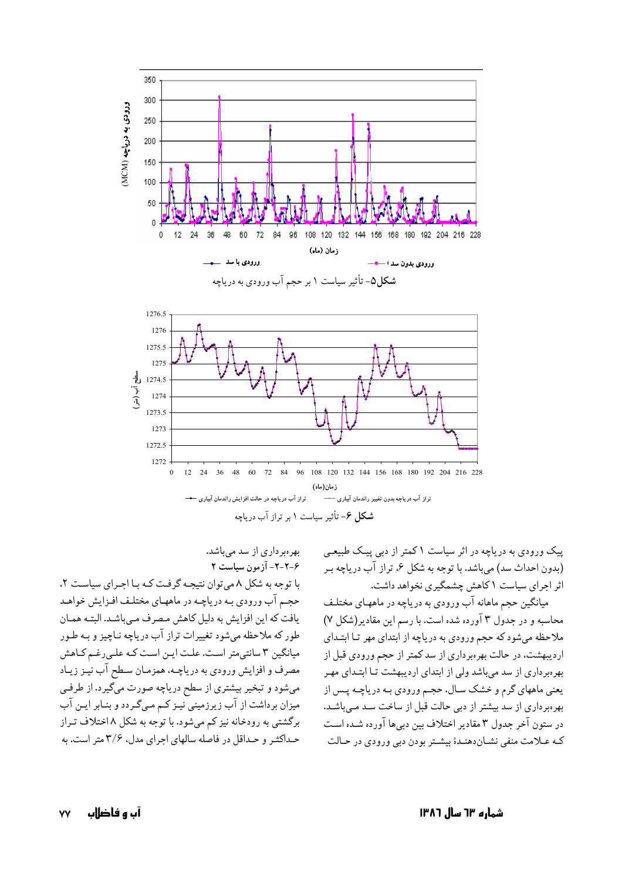شکل۵- تأثیر سیاست ۱ بر حجم آب ورودی به دریاچه

شکل ۶- تأثیر سیاست ۱ بر تراز آب دریاچه

پیک ورودی به دریاچه در اثر سیاست ۱ کمتر از دبی پیک طبیعی (بدون احداث سد) می‌باشد. با توجه به شکل ۶، تراز آب دریاچه بر اثر اجرای سیاست ۱ کاهش چشمگیری نخواهد داشت.

میانگین حجم ماهانه آب ورودی به دریاچه در ماههای مختلف محاسبه و در جدول ۳ آورده شده است. با رسم این مقادیر(شکل ۷) ملاحظه می‌شود که حجم ورودی به دریاچه از ابتدای مهر تا ابتدای اردیبهشت، در حالت بهره‌برداری از سد کمتر از حجم ورودی قبل از بهره‌برداری از سد می‌باشد ولی از ابتدای اردیبهشت تا ابتدای مهر یعنی ماههای گرم و خشک سال، حجم ورودی به دریاچه پس از بهره‌برداری از سد بیشتر از دبی حالت قبل از ساخت سد می‌باشد. در ستون آخر جدول ۳ مقادیر اختلاف بین دبی‌ها آورده شده است که علامت منفی نشان‌دهندهٔ بیشتر بودن دبی ورودی در حالت بهره‌برداری از سد می‌باشد.

### ۶-۲-۲- آزمون سیاست ۲

با توجه به شکل ۸ می‌توان نتیجه گرفت که با اجرای سیاست ۲، حجم آب ورودی به دریاچه در ماههای مختلف افزایش خواهد یافت که این افزایش به دلیل کاهش مصرف می‌باشد. البته همان طور که ملاحظه می‌شود تغییرات تراز آب دریاچه ناچیز و به طور میانگین ۳ سانتی‌متر است. علت این است که علی‌رغم کاهش مصرف و افزایش ورودی به دریاچه، همزمان سطح آب نیز زیاد می‌شود و تبخیر بیشتری از سطح دریاچه صورت می‌گیرد. از طرفی میزان برداشت از آب زیرزمینی نیز کم می‌گردد و بنابر این آب برگشتی به رودخانه نیز کم می‌شود. با توجه به شکل ۸ اختلاف تراز حداکثر و حداقل در فاصله سالهای اجرای مدل، ۳/۶ متر است. به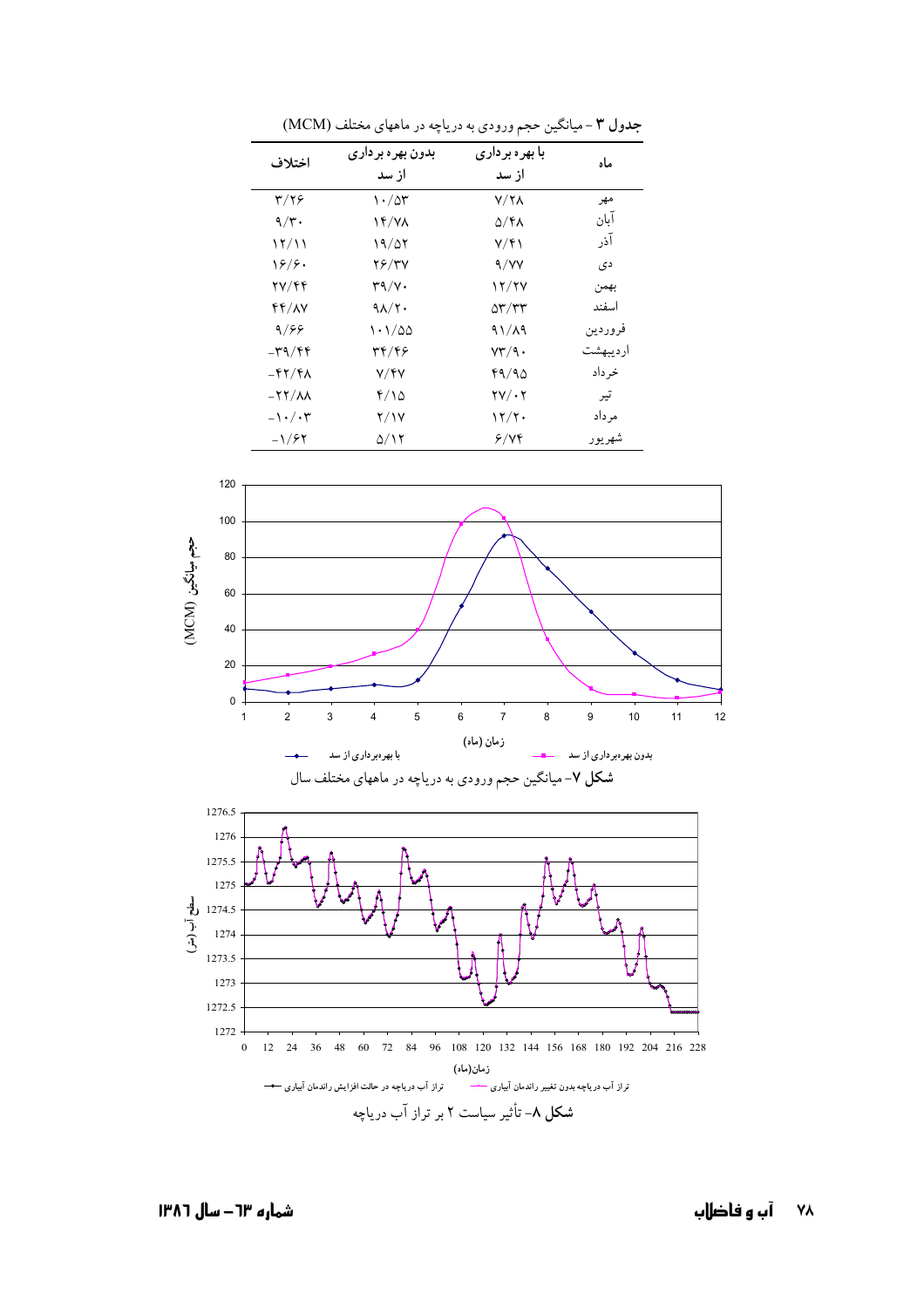**جدول ۳** - میانگین حجم ورودی به دریاچه در ماههای مختلف (MCM)

| ماه | با بهره برداری از سد | بدون بهره برداری از سد | اختلاف |
|---|---|---|---|
| مهر | ۷/۲۸ | ۱۰/۵۳ | ۳/۲۶ |
| آبان | ۵/۴۸ | ۱۴/۷۸ | ۹/۳۰ |
| آذر | ۷/۴۱ | ۱۹/۵۲ | ۱۲/۱۱ |
| دی | ۹/۷۷ | ۲۶/۳۷ | ۱۶/۶۰ |
| بهمن | ۱۲/۲۷ | ۳۹/۷۰ | ۲۷/۴۴ |
| اسفند | ۵۳/۳۳ | ۹۸/۲۰ | ۴۴/۸۷ |
| فروردین | ۹۱/۸۹ | ۱۰۱/۵۵ | ۹/۶۶ |
| اردیبهشت | ۷۳/۹۰ | ۳۴/۴۶ | -۳۹/۴۴ |
| خرداد | ۴۹/۹۵ | ۷/۴۷ | -۴۲/۴۸ |
| تیر | ۲۷/۰۲ | ۴/۱۵ | -۲۲/۸۸ |
| مرداد | ۱۲/۲۰ | ۲/۱۷ | -۱۰/۰۳ |
| شهریور | ۶/۷۴ | ۵/۱۲ | -۱/۶۲ |

**شکل ۷**- میانگین حجم ورودی به دریاچه در ماههای مختلف سال

**شکل ۸**- تأثیر سیاست ۲ بر تراز آب دریاچه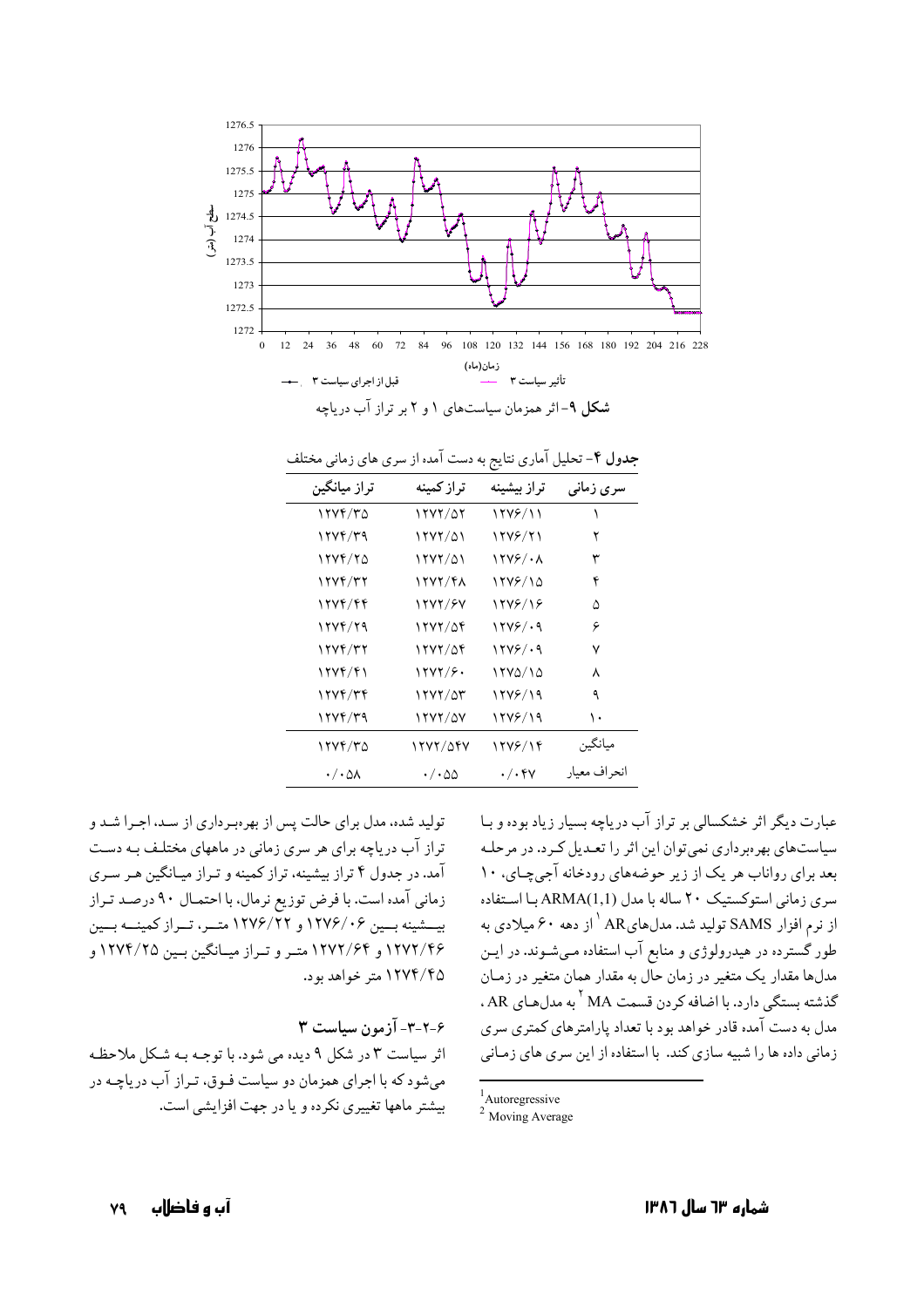شکل ۹- اثر همزمان سیاستهای ۱ و ۲ بر تراز آب دریاچه

جدول ۴- تحلیل آماری نتایج به دست آمده از سری های زمانی مختلف

| سری زمانی | تراز بیشینه | تراز کمینه | تراز میانگین |
|---|---|---|---|
| ۱ | ۱۲۷۶/۱۱ | ۱۲۷۲/۵۲ | ۱۲۷۴/۳۵ |
| ۲ | ۱۲۷۶/۲۱ | ۱۲۷۲/۵۱ | ۱۲۷۴/۳۹ |
| ۳ | ۱۲۷۶/۰۸ | ۱۲۷۲/۵۱ | ۱۲۷۴/۲۵ |
| ۴ | ۱۲۷۶/۱۵ | ۱۲۷۲/۴۸ | ۱۲۷۴/۳۲ |
| ۵ | ۱۲۷۶/۱۶ | ۱۲۷۲/۶۷ | ۱۲۷۴/۴۴ |
| ۶ | ۱۲۷۶/۰۹ | ۱۲۷۲/۵۴ | ۱۲۷۴/۲۹ |
| ۷ | ۱۲۷۶/۰۹ | ۱۲۷۲/۵۴ | ۱۲۷۴/۳۲ |
| ۸ | ۱۲۷۵/۱۵ | ۱۲۷۲/۶۰ | ۱۲۷۴/۴۱ |
| ۹ | ۱۲۷۶/۱۹ | ۱۲۷۲/۵۳ | ۱۲۷۴/۳۴ |
| ۱۰ | ۱۲۷۶/۱۹ | ۱۲۷۲/۵۷ | ۱۲۷۴/۳۹ |
| میانگین | ۱۲۷۶/۱۴ | ۱۲۷۲/۵۴۷ | ۱۲۷۴/۳۵ |
| انحراف معیار | ۰/۰۴۷ | ۰/۰۵۵ | ۰/۰۵۸ |

عبارت دیگر اثر خشکسالی بر تراز آب دریاچه بسیار زیاد بوده و با سیاستهای بهره‌برداری نمی‌توان این اثر را تعدیل کرد. در مرحله بعد برای رواناب هر یک از زیر حوضه‌های رودخانه آجی‌چای، ۱۰ سری زمانی استوکستیک ۲۰ ساله با مدل ARMA(1,1) با استفاده از نرم افزار SAMS تولید شد. مدل‌های AR [1] از دهه ۶۰ میلادی به طور گسترده در هیدرولوژی و منابع آب استفاده می‌شوند. در این مدل‌ها مقدار یک متغیر در زمان حال به مقدار همان متغیر در زمان گذشته بستگی دارد. با اضافه کردن قسمت MA [2] به مدل‌های AR، مدل به دست آمده قادر خواهد بود با تعداد پارامترهای کمتری سری زمانی داده ها را شبیه سازی کند. با استفاده از این سری های زمانی تولید شده، مدل برای حالت پس از بهره‌برداری از سد، اجرا شد و تراز آب دریاچه برای هر سری زمانی در ماههای مختلف به دست آمد. در جدول ۴ تراز بیشینه، تراز کمینه و تراز میانگین هر سری زمانی آمده است. با فرض توزیع نرمال، با احتمال ۹۰ درصد تراز بیشینه بین ۱۲۷۶/۰۶ و ۱۲۷۶/۲۲ متر، تراز کمینه بین ۱۲۷۲/۴۶ و ۱۲۷۲/۶۴ متر و تراز میانگین بین ۱۲۷۴/۲۵ و ۱۲۷۴/۴۵ متر خواهد بود.

### ۶-۲-۳- آزمون سیاست ۳

اثر سیاست ۳ در شکل ۹ دیده می شود. با توجه به شکل ملاحظه می‌شود که با اجرای همزمان دو سیاست فوق، تراز آب دریاچه در بیشتر ماهها تغییری نکرده و یا در جهت افزایشی است.

[1] Autoregressive
[2] Moving Average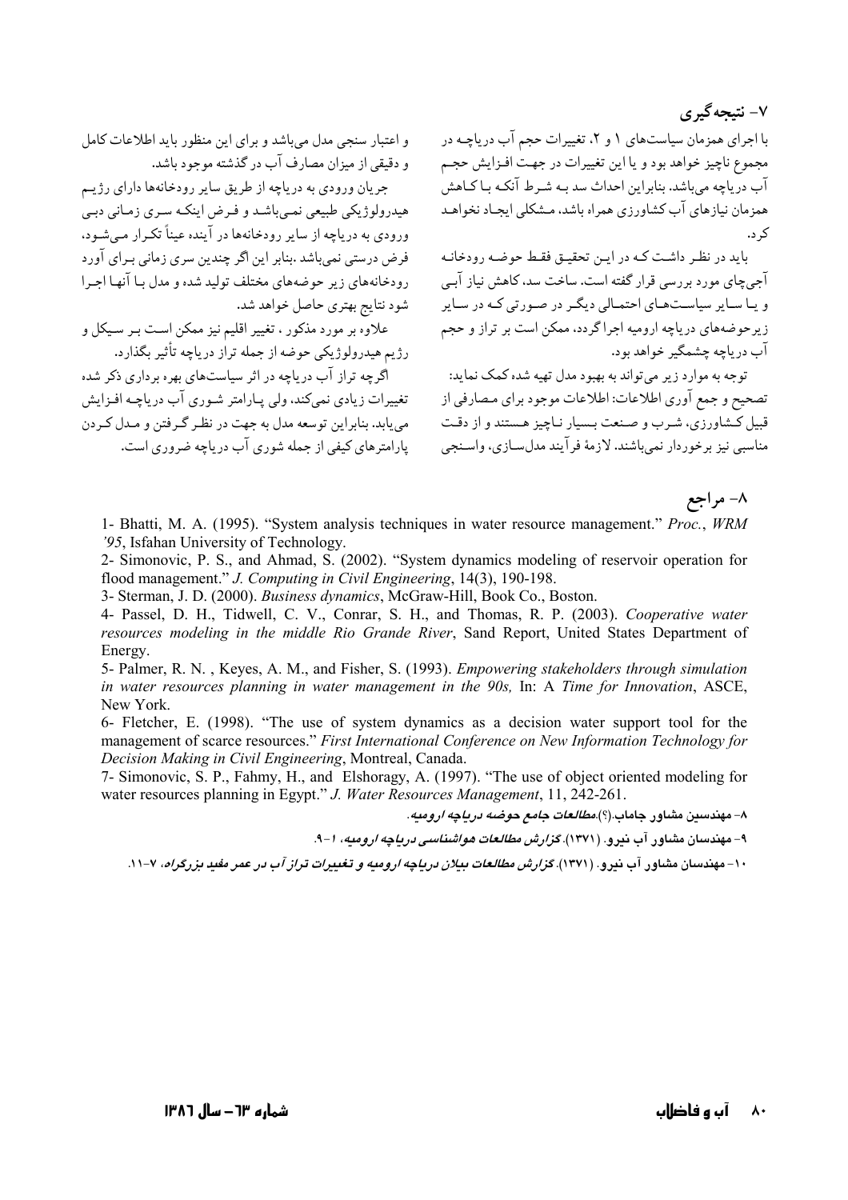## ۷- نتیجه‌گیری

با اجرای همزمان سیاست‌های ۱ و ۲، تغییرات حجم آب دریاچه در مجموع ناچیز خواهد بود و یا این تغییرات در جهت افزایش حجم آب دریاچه می‌باشد. بنابراین احداث سد به شرط آنکه با کاهش همزمان نیازهای آب کشاورزی همراه باشد، مشکلی ایجاد نخواهد کرد.

باید در نظر داشت که در این تحقیق فقط حوضه رودخانه آجی‌چای مورد بررسی قرار گفته است. ساخت سد، کاهش نیاز آبی و یا سایر سیاست‌های احتمالی دیگر در صورتی که در سایر زیرحوضه‌های دریاچه ارومیه اجرا گردد، ممکن است بر تراز و حجم آب دریاچه چشمگیر خواهد بود.

توجه به موارد زیر می‌تواند به بهبود مدل تهیه شده کمک نماید:

تصحیح و جمع آوری اطلاعات: اطلاعات موجود برای مصارفی از قبیل کشاورزی، شرب و صنعت بسیار ناچیز هستند و از دقت مناسبی نیز برخوردار نمی‌باشند. لازمهٔ فرآیند مدل‌سازی، واسنجی و اعتبار سنجی مدل می‌باشد و برای این منظور باید اطلاعات کامل و دقیقی از میزان مصارف آب در گذشته موجود باشد.

جریان ورودی به دریاچه از طریق سایر رودخانه‌ها دارای رژیم هیدرولوژیکی طبیعی نمی‌باشد و فرض اینکه سری زمانی دبی ورودی به دریاچه از سایر رودخانه‌ها در آینده عیناً تکرار می‌شود، فرض درستی نمی‌باشد. بنابر این اگر چندین سری زمانی برای آورد رودخانه‌های زیر حوضه‌های مختلف تولید شده و مدل با آنها اجرا شود نتایج بهتری حاصل خواهد شد.

علاوه بر مورد مذکور، تغییر اقلیم نیز ممکن است بر سیکل و رژیم هیدرولوژیکی حوضه از جمله تراز دریاچه تأثیر بگذارد.

اگرچه تراز آب دریاچه در اثر سیاست‌های بهره برداری ذکر شده تغییرات زیادی نمی‌کند، ولی پارامتر شوری آب دریاچه افزایش می‌یابد. بنابراین توسعه مدل به جهت در نظر گرفتن و مدل کردن پارامترهای کیفی از جمله شوری آب دریاچه ضروری است.

## ۸- مراجع

1- Bhatti, M. A. (1995). "System analysis techniques in water resource management." *Proc., WRM '95*, Isfahan University of Technology.

2- Simonovic, P. S., and Ahmad, S. (2002). "System dynamics modeling of reservoir operation for flood management." *J. Computing in Civil Engineering*, 14(3), 190-198.

3- Sterman, J. D. (2000). *Business dynamics*, McGraw-Hill, Book Co., Boston.

4- Passel, D. H., Tidwell, C. V., Conrar, S. H., and Thomas, R. P. (2003). *Cooperative water resources modeling in the middle Rio Grande River*, Sand Report, United States Department of Energy.

5- Palmer, R. N. , Keyes, A. M., and Fisher, S. (1993). *Empowering stakeholders through simulation in water resources planning in water management in the 90s,* In: A *Time for Innovation*, ASCE, New York.

6- Fletcher, E. (1998). "The use of system dynamics as a decision water support tool for the management of scarce resources." *First International Conference on New Information Technology for Decision Making in Civil Engineering*, Montreal, Canada.

7- Simonovic, S. P., Fahmy, H., and Elshoragy, A. (1997). "The use of object oriented modeling for water resources planning in Egypt." *J. Water Resources Management*, 11, 242-261.

۸- مهندسین مشاور جاماب.(؟).*مطالعات جامع حوضه دریاچه ارومیه*.

۹- مهندسان مشاور آب نیرو. (۱۳۷۱). *گزارش مطالعات هواشناسی دریاچه ارومیه*، ۱-۹.

۱۰- مهندسان مشاور آب نیرو. (۱۳۷۱). *گزارش مطالعات بیلان دریاچه ارومیه و تغییرات تراز آب در عمر مفید بزرگراه*، ۷-۱۱.